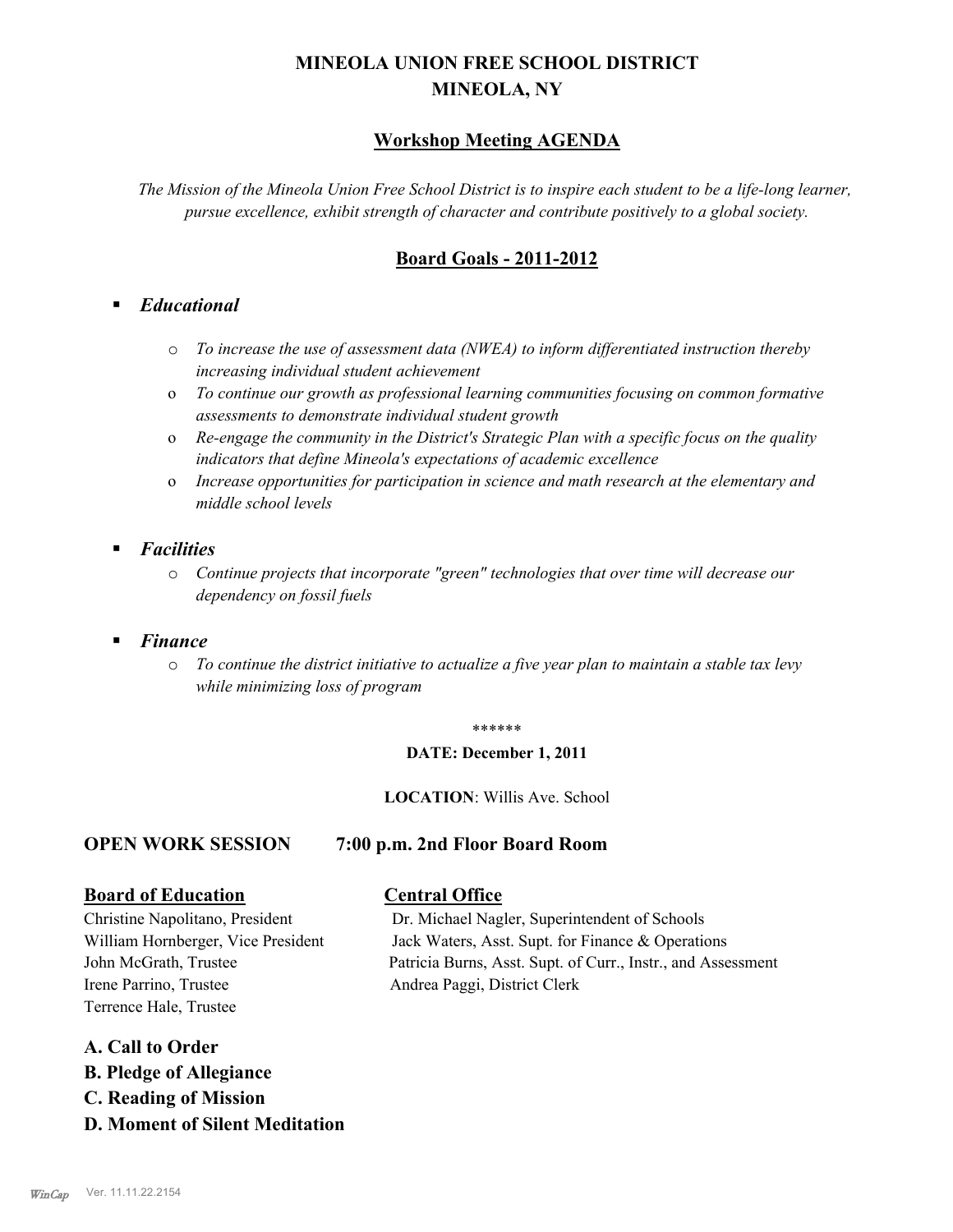# MINEOLA UNION FREE SCHOOL DISTRICT
# MINEOLA, NY

## Workshop Meeting AGENDA

*The Mission of the Mineola Union Free School District is to inspire each student to be a life-long learner, pursue excellence, exhibit strength of character and contribute positively to a global society.*

## Board Goals - 2011-2012

- ***Educational***
  - *To increase the use of assessment data (NWEA) to inform differentiated instruction thereby increasing individual student achievement*
  - *To continue our growth as professional learning communities focusing on common formative assessments to demonstrate individual student growth*
  - *Re-engage the community in the District's Strategic Plan with a specific focus on the quality indicators that define Mineola's expectations of academic excellence*
  - *Increase opportunities for participation in science and math research at the elementary and middle school levels*
- ***Facilities***
  - *Continue projects that incorporate "green" technologies that over time will decrease our dependency on fossil fuels*
- ***Finance***
  - *To continue the district initiative to actualize a five year plan to maintain a stable tax levy while minimizing loss of program*

******

**DATE: December 1, 2011**

**LOCATION**: Willis Ave. School

**OPEN WORK SESSION 7:00 p.m. 2nd Floor Board Room**

**Board of Education**

Christine Napolitano, President
William Hornberger, Vice President
John McGrath, Trustee
Irene Parrino, Trustee
Terrence Hale, Trustee

**Central Office**

Dr. Michael Nagler, Superintendent of Schools
Jack Waters, Asst. Supt. for Finance & Operations
Patricia Burns, Asst. Supt. of Curr., Instr., and Assessment
Andrea Paggi, District Clerk

**A. Call to Order**
**B. Pledge of Allegiance**
**C. Reading of Mission**
**D. Moment of Silent Meditation**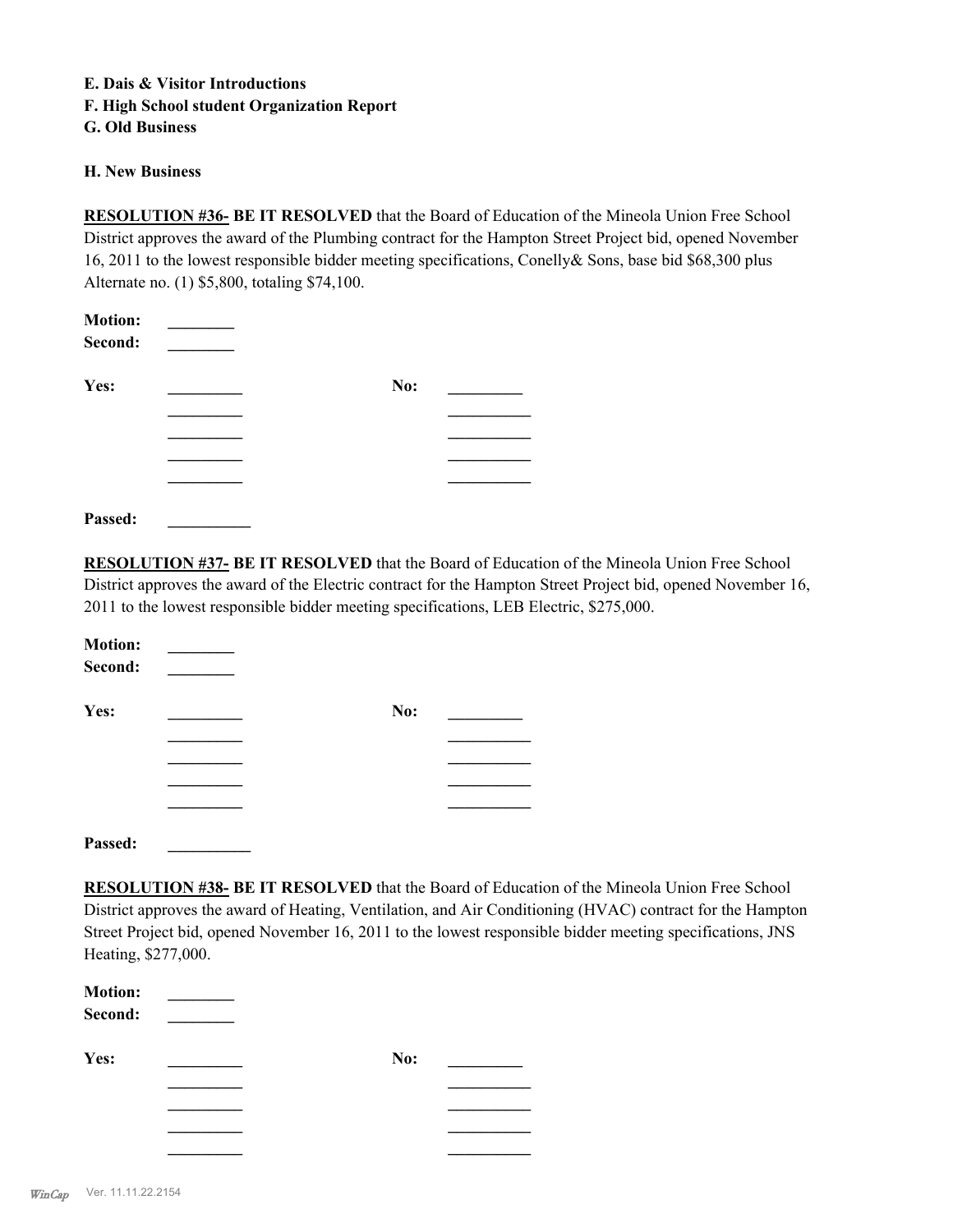**E. Dais & Visitor Introductions**
**F. High School student Organization Report**
**G. Old Business**

**H. New Business**

**RESOLUTION #36- BE IT RESOLVED** that the Board of Education of the Mineola Union Free School District approves the award of the Plumbing contract for the Hampton Street Project bid, opened November 16, 2011 to the lowest responsible bidder meeting specifications, Conelly& Sons, base bid $68,300 plus Alternate no. (1) $5,800, totaling $74,100.

**Motion:** ________
**Second:** ________

**Yes:** _________ **No:** _________
_________ __________
_________ __________
_________ __________
_________ __________

**Passed:** __________

**RESOLUTION #37- BE IT RESOLVED** that the Board of Education of the Mineola Union Free School District approves the award of the Electric contract for the Hampton Street Project bid, opened November 16, 2011 to the lowest responsible bidder meeting specifications, LEB Electric, $275,000.

**Motion:** ________
**Second:** ________

**Yes:** _________ **No:** _________
_________ __________
_________ __________
_________ __________
_________ __________

**Passed:** __________

**RESOLUTION #38- BE IT RESOLVED** that the Board of Education of the Mineola Union Free School District approves the award of Heating, Ventilation, and Air Conditioning (HVAC) contract for the Hampton Street Project bid, opened November 16, 2011 to the lowest responsible bidder meeting specifications, JNS Heating, $277,000.

**Motion:** ________
**Second:** ________

**Yes:** _________ **No:** _________
_________ __________
_________ __________
_________ __________
_________ __________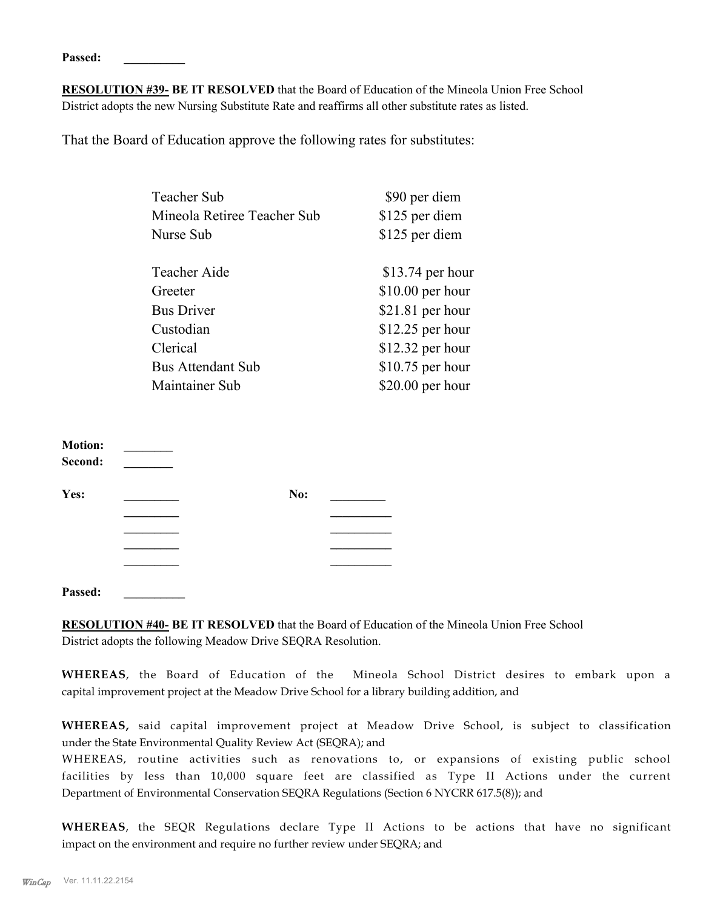**Passed:** __________

**RESOLUTION #39- BE IT RESOLVED** that the Board of Education of the Mineola Union Free School District adopts the new Nursing Substitute Rate and reaffirms all other substitute rates as listed.

That the Board of Education approve the following rates for substitutes:

| | |
|---|---|
| Teacher Sub | $90 per diem |
| Mineola Retiree Teacher Sub | $125 per diem |
| Nurse Sub | $125 per diem |
| | |
| Teacher Aide | $13.74 per hour |
| Greeter | $10.00 per hour |
| Bus Driver | $21.81 per hour |
| Custodian | $12.25 per hour |
| Clerical | $12.32 per hour |
| Bus Attendant Sub | $10.75 per hour |
| Maintainer Sub | $20.00 per hour |

**Motion:** ________
**Second:** ________

**Yes:** ________ **No:** ________

**Passed:** __________

**RESOLUTION #40- BE IT RESOLVED** that the Board of Education of the Mineola Union Free School District adopts the following Meadow Drive SEQRA Resolution.

**WHEREAS**, the Board of Education of the Mineola School District desires to embark upon a capital improvement project at the Meadow Drive School for a library building addition, and

**WHEREAS,** said capital improvement project at Meadow Drive School, is subject to classification under the State Environmental Quality Review Act (SEQRA); and

WHEREAS, routine activities such as renovations to, or expansions of existing public school facilities by less than 10,000 square feet are classified as Type II Actions under the current Department of Environmental Conservation SEQRA Regulations (Section 6 NYCRR 617.5(8)); and

**WHEREAS**, the SEQR Regulations declare Type II Actions to be actions that have no significant impact on the environment and require no further review under SEQRA; and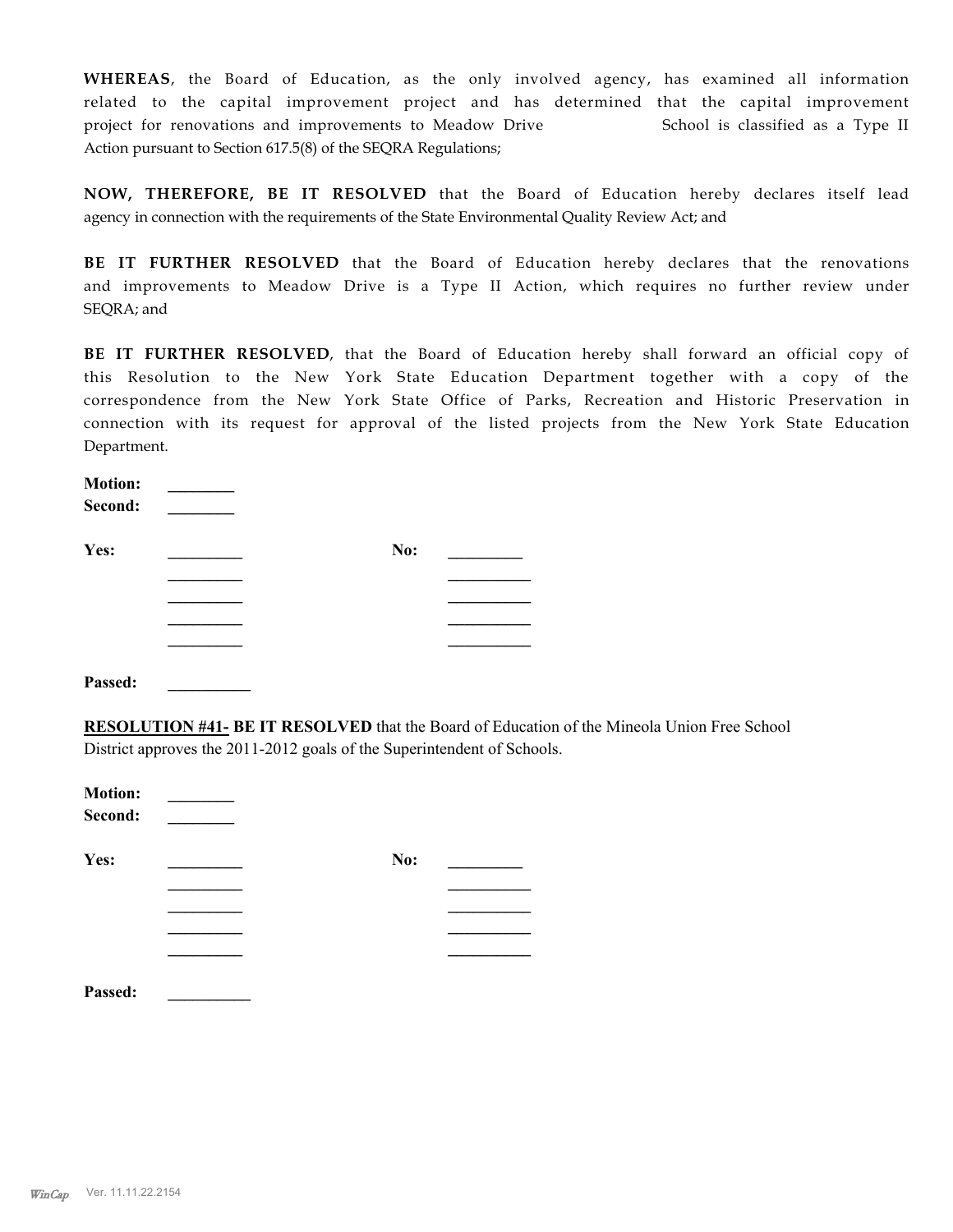**WHEREAS**, the Board of Education, as the only involved agency, has examined all information related to the capital improvement project and has determined that the capital improvement project for renovations and improvements to Meadow Drive School is classified as a Type II Action pursuant to Section 617.5(8) of the SEQRA Regulations;

**NOW, THEREFORE, BE IT RESOLVED** that the Board of Education hereby declares itself lead agency in connection with the requirements of the State Environmental Quality Review Act; and

**BE IT FURTHER RESOLVED** that the Board of Education hereby declares that the renovations and improvements to Meadow Drive is a Type II Action, which requires no further review under SEQRA; and

**BE IT FURTHER RESOLVED**, that the Board of Education hereby shall forward an official copy of this Resolution to the New York State Education Department together with a copy of the correspondence from the New York State Office of Parks, Recreation and Historic Preservation in connection with its request for approval of the listed projects from the New York State Education Department.

**Motion:** ________
**Second:** ________

**Yes:** ________ **No:** ________
________ ________
________ ________
________ ________
________ ________

**Passed:** ________

**RESOLUTION #41- BE IT RESOLVED** that the Board of Education of the Mineola Union Free School District approves the 2011-2012 goals of the Superintendent of Schools.

**Motion:** ________
**Second:** ________

**Yes:** ________ **No:** ________
________ ________
________ ________
________ ________
________ ________

**Passed:** ________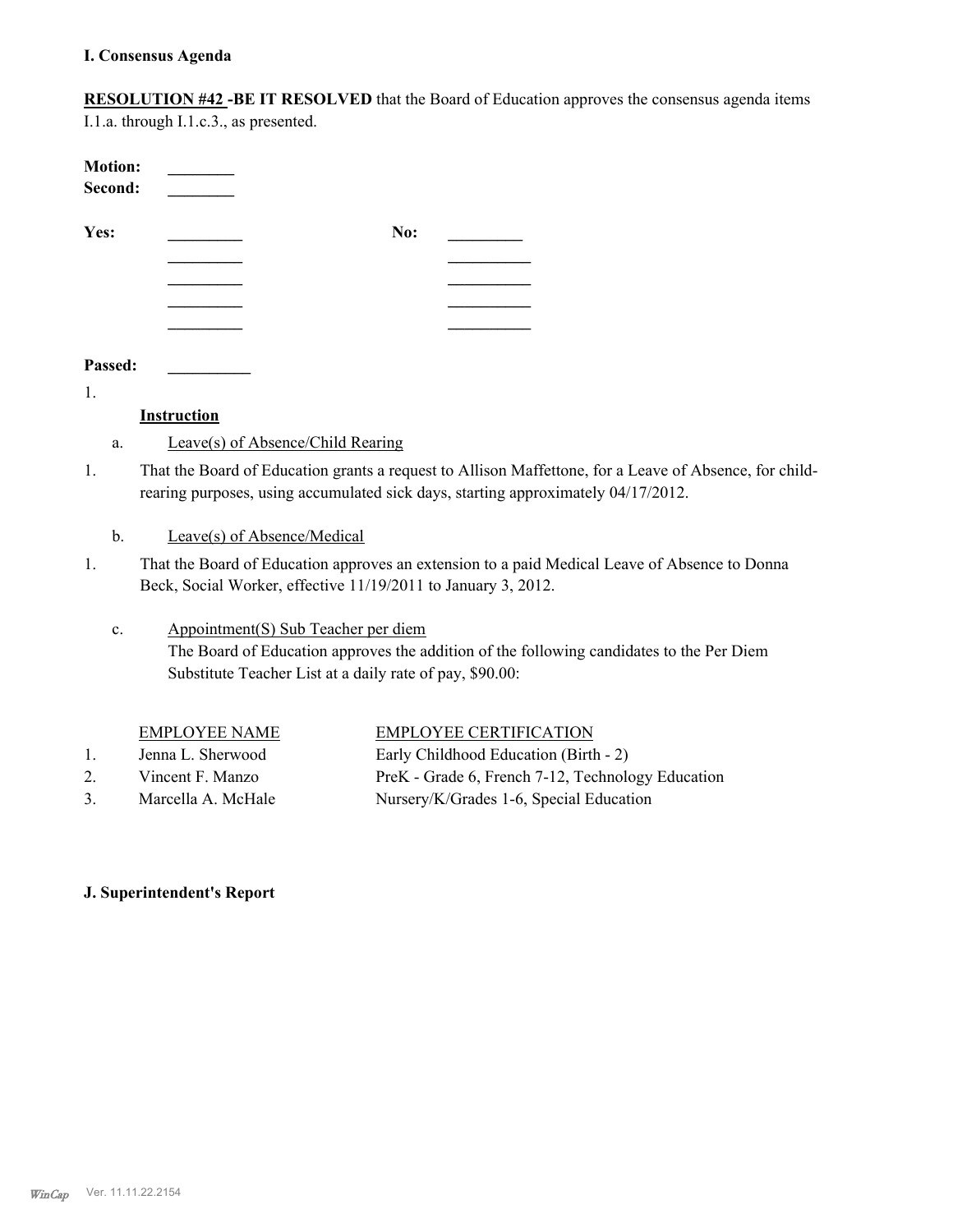### I. Consensus Agenda

**RESOLUTION #42 -BE IT RESOLVED** that the Board of Education approves the consensus agenda items I.1.a. through I.1.c.3., as presented.

**Motion:** ________
**Second:** ________

| **Yes:** | _________ | **No:** | _________ |
|---|---|---|---|
| | _________ | | _________ |
| | _________ | | _________ |
| | _________ | | _________ |
| | _________ | | _________ |

**Passed:** __________

1. **Instruction**

   a. Leave(s) of Absence/Child Rearing

1. That the Board of Education grants a request to Allison Maffettone, for a Leave of Absence, for child-rearing purposes, using accumulated sick days, starting approximately 04/17/2012.

   b. Leave(s) of Absence/Medical

1. That the Board of Education approves an extension to a paid Medical Leave of Absence to Donna Beck, Social Worker, effective 11/19/2011 to January 3, 2012.

   c. Appointment(S) Sub Teacher per diem
   The Board of Education approves the addition of the following candidates to the Per Diem Substitute Teacher List at a daily rate of pay, $90.00:

| | EMPLOYEE NAME | EMPLOYEE CERTIFICATION |
|---|---|---|
| 1. | Jenna L. Sherwood | Early Childhood Education (Birth - 2) |
| 2. | Vincent F. Manzo | PreK - Grade 6, French 7-12, Technology Education |
| 3. | Marcella A. McHale | Nursery/K/Grades 1-6, Special Education |

### J. Superintendent's Report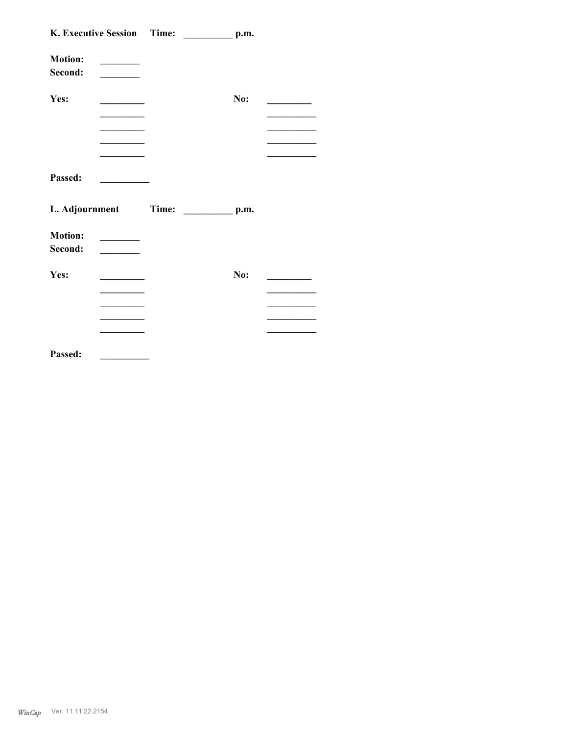**K. Executive Session** **Time: __________ p.m.**

**Motion:** ________
**Second:** ________

| | | | |
|---|---|---|---|
| **Yes:** | _________ | **No:** | _________ |
| | _________ | | __________ |
| | _________ | | __________ |
| | _________ | | __________ |
| | _________ | | __________ |

**Passed:** __________

**L. Adjournment** **Time: __________ p.m.**

**Motion:** ________
**Second:** ________

| | | | |
|---|---|---|---|
| **Yes:** | _________ | **No:** | _________ |
| | _________ | | __________ |
| | _________ | | __________ |
| | _________ | | __________ |
| | _________ | | __________ |

**Passed:** __________

*WinCap* Ver. 11.11.22.2154